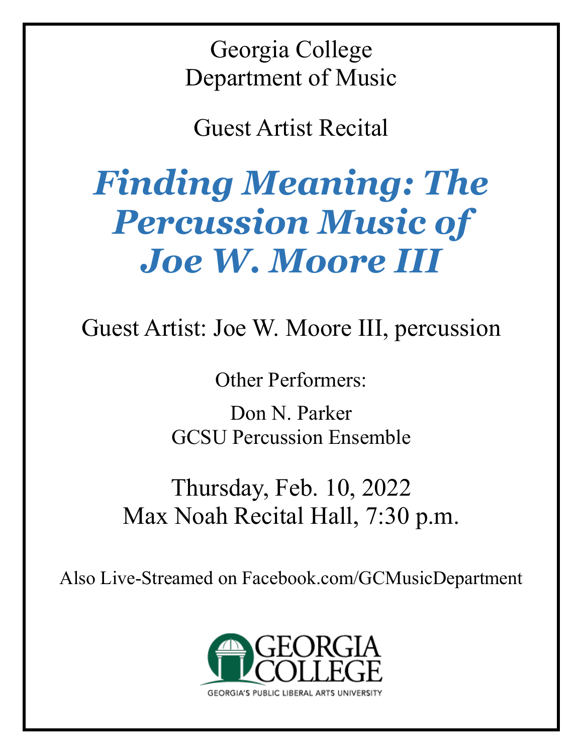Georgia College
Department of Music

Guest Artist Recital

# *Finding Meaning: The Percussion Music of Joe W. Moore III*

Guest Artist: Joe W. Moore III, percussion

Other Performers:

Don N. Parker
GCSU Percussion Ensemble

Thursday, Feb. 10, 2022
Max Noah Recital Hall, 7:30 p.m.

Also Live-Streamed on Facebook.com/GCMusicDepartment

GEORGIA COLLEGE
GEORGIA'S PUBLIC LIBERAL ARTS UNIVERSITY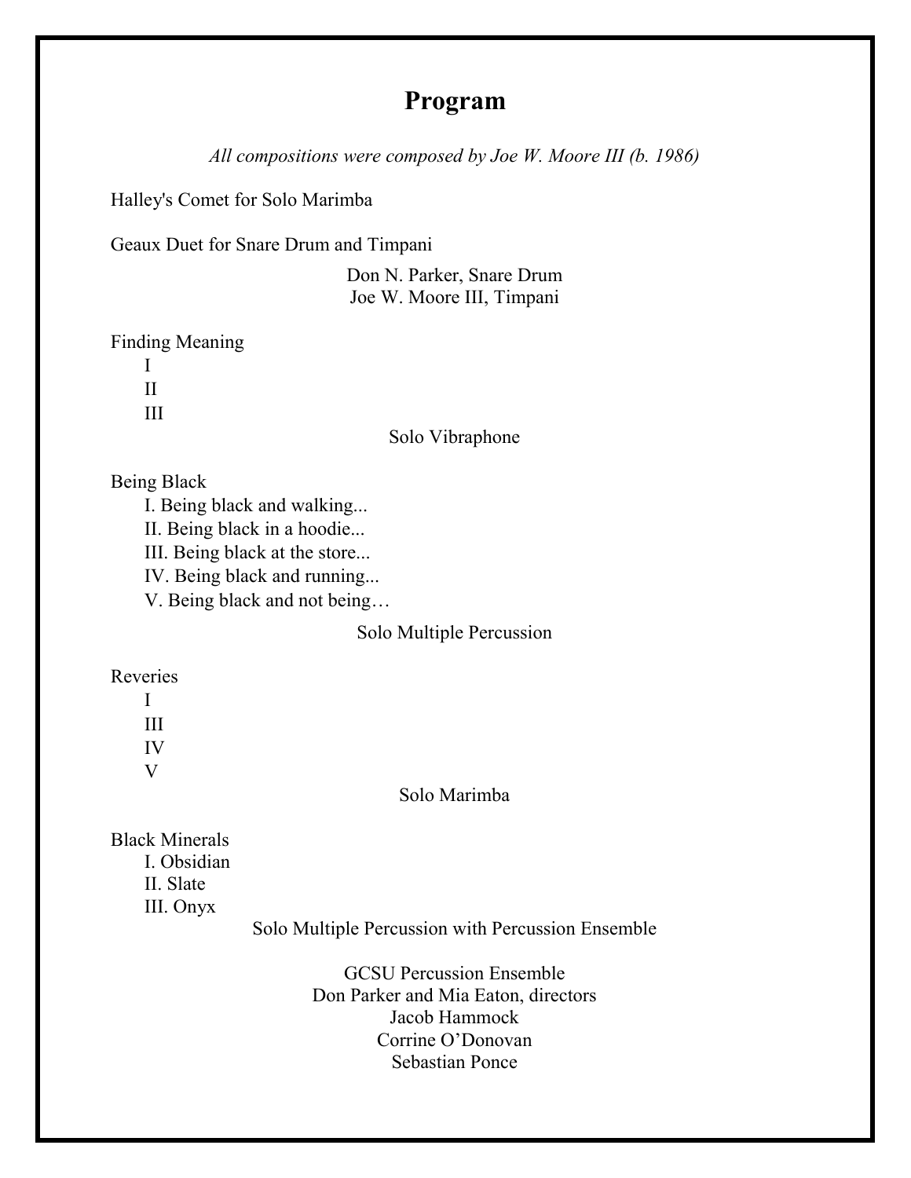# Program

*All compositions were composed by Joe W. Moore III (b. 1986)*

Halley's Comet for Solo Marimba

Geaux Duet for Snare Drum and Timpani

Don N. Parker, Snare Drum
Joe W. Moore III, Timpani

Finding Meaning
- I
- II
- III

Solo Vibraphone

Being Black
- I. Being black and walking...
- II. Being black in a hoodie...
- III. Being black at the store...
- IV. Being black and running...
- V. Being black and not being…

Solo Multiple Percussion

Reveries
- I
- III
- IV
- V

Solo Marimba

Black Minerals
- I. Obsidian
- II. Slate
- III. Onyx

Solo Multiple Percussion with Percussion Ensemble

GCSU Percussion Ensemble
Don Parker and Mia Eaton, directors
Jacob Hammock
Corrine O'Donovan
Sebastian Ponce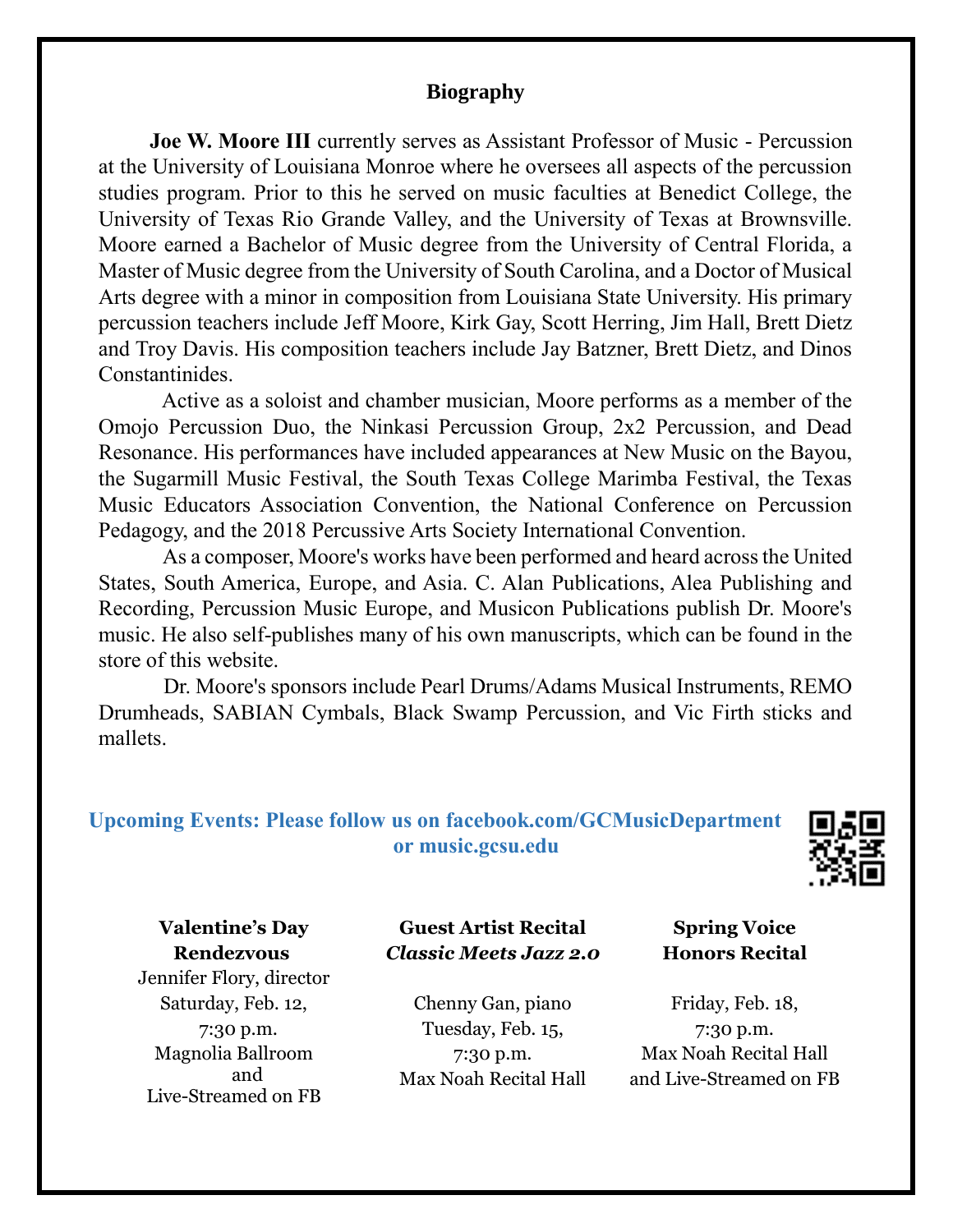## Biography

**Joe W. Moore III** currently serves as Assistant Professor of Music - Percussion at the University of Louisiana Monroe where he oversees all aspects of the percussion studies program. Prior to this he served on music faculties at Benedict College, the University of Texas Rio Grande Valley, and the University of Texas at Brownsville. Moore earned a Bachelor of Music degree from the University of Central Florida, a Master of Music degree from the University of South Carolina, and a Doctor of Musical Arts degree with a minor in composition from Louisiana State University. His primary percussion teachers include Jeff Moore, Kirk Gay, Scott Herring, Jim Hall, Brett Dietz and Troy Davis. His composition teachers include Jay Batzner, Brett Dietz, and Dinos Constantinides.

Active as a soloist and chamber musician, Moore performs as a member of the Omojo Percussion Duo, the Ninkasi Percussion Group, 2x2 Percussion, and Dead Resonance. His performances have included appearances at New Music on the Bayou, the Sugarmill Music Festival, the South Texas College Marimba Festival, the Texas Music Educators Association Convention, the National Conference on Percussion Pedagogy, and the 2018 Percussive Arts Society International Convention.

As a composer, Moore's works have been performed and heard across the United States, South America, Europe, and Asia. C. Alan Publications, Alea Publishing and Recording, Percussion Music Europe, and Musicon Publications publish Dr. Moore's music. He also self-publishes many of his own manuscripts, which can be found in the store of this website.

Dr. Moore's sponsors include Pearl Drums/Adams Musical Instruments, REMO Drumheads, SABIAN Cymbals, Black Swamp Percussion, and Vic Firth sticks and mallets.

**Upcoming Events: Please follow us on facebook.com/GCMusicDepartment or music.gcsu.edu**

**Valentine's Day Rendezvous**
Jennifer Flory, director
Saturday, Feb. 12,
7:30 p.m.
Magnolia Ballroom and
Live-Streamed on FB

**Guest Artist Recital**
***Classic Meets Jazz 2.0***
Chenny Gan, piano
Tuesday, Feb. 15,
7:30 p.m.
Max Noah Recital Hall

**Spring Voice Honors Recital**
Friday, Feb. 18,
7:30 p.m.
Max Noah Recital Hall
and Live-Streamed on FB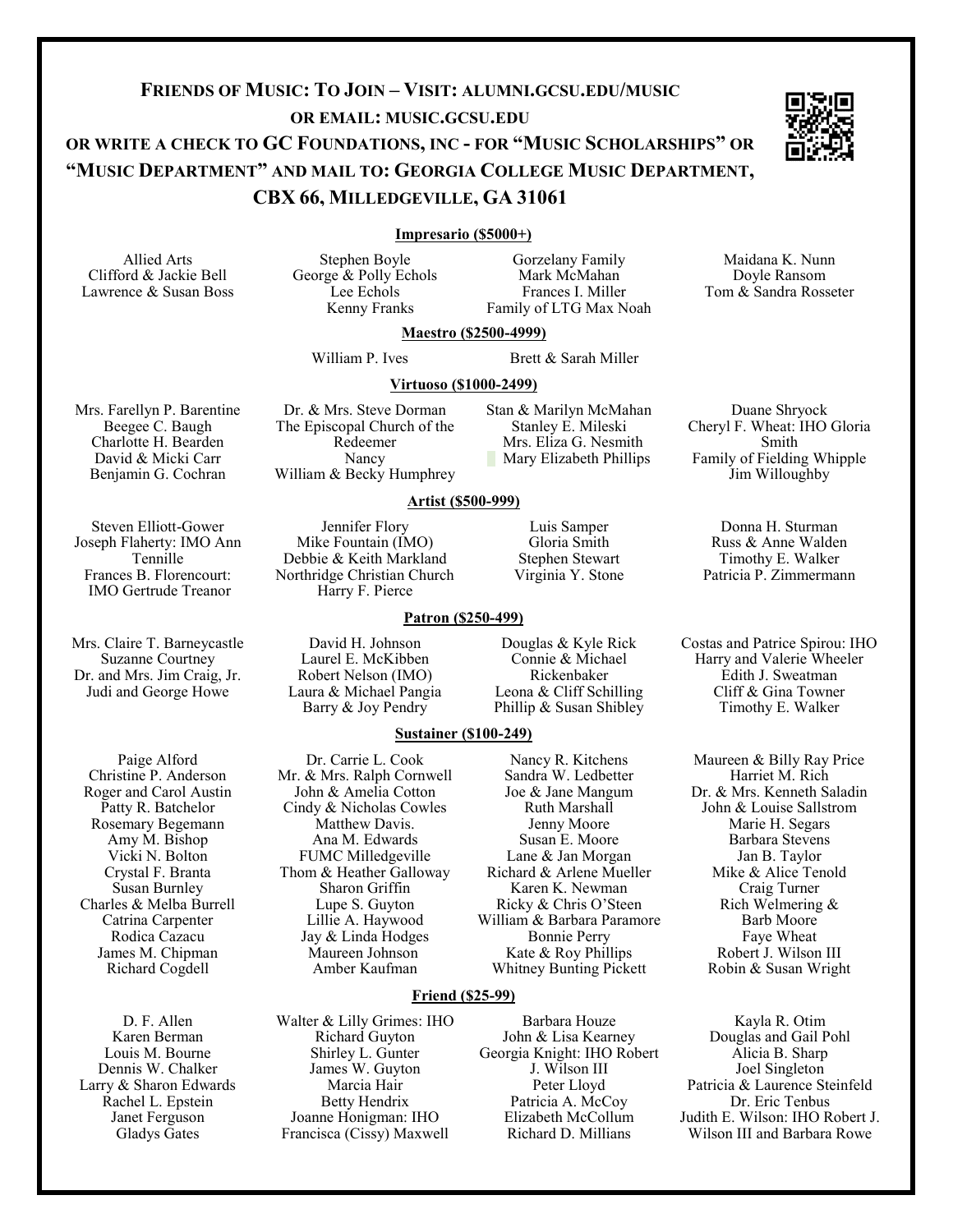# FRIENDS OF MUSIC: TO JOIN – VISIT: ALUMNI.GCSU.EDU/MUSIC OR EMAIL: MUSIC.GCSU.EDU OR WRITE A CHECK TO GC FOUNDATIONS, INC - FOR "MUSIC SCHOLARSHIPS" OR "MUSIC DEPARTMENT" AND MAIL TO: GEORGIA COLLEGE MUSIC DEPARTMENT, CBX 66, MILLEDGEVILLE, GA 31061

## Impresario ($5000+)

Allied Arts
Clifford & Jackie Bell
Lawrence & Susan Boss
Stephen Boyle
George & Polly Echols
Lee Echols
Kenny Franks
Gorzelany Family
Mark McMahan
Frances I. Miller
Family of LTG Max Noah
Maidana K. Nunn
Doyle Ransom
Tom & Sandra Rosseter

## Maestro ($2500-4999)

William P. Ives
Brett & Sarah Miller

## Virtuoso ($1000-2499)

Mrs. Farellyn P. Barentine
Beegee C. Baugh
Charlotte H. Bearden
David & Micki Carr
Benjamin G. Cochran
Dr. & Mrs. Steve Dorman
The Episcopal Church of the Redeemer
Nancy
William & Becky Humphrey
Stan & Marilyn McMahan
Stanley E. Mileski
Mrs. Eliza G. Nesmith
Mary Elizabeth Phillips
Duane Shryock
Cheryl F. Wheat: IHO Gloria Smith
Family of Fielding Whipple
Jim Willoughby

## Artist ($500-999)

Steven Elliott-Gower
Joseph Flaherty: IMO Ann Tennille
Frances B. Florencourt: IMO Gertrude Treanor
Jennifer Flory
Mike Fountain (IMO)
Debbie & Keith Markland
Northridge Christian Church
Harry F. Pierce
Luis Samper
Gloria Smith
Stephen Stewart
Virginia Y. Stone
Donna H. Sturman
Russ & Anne Walden
Timothy E. Walker
Patricia P. Zimmermann

## Patron ($250-499)

Mrs. Claire T. Barneycastle
Suzanne Courtney
Dr. and Mrs. Jim Craig, Jr.
Judi and George Howe
David H. Johnson
Laurel E. McKibben
Robert Nelson (IMO)
Laura & Michael Pangia
Barry & Joy Pendry
Douglas & Kyle Rick
Connie & Michael Rickenbaker
Leona & Cliff Schilling
Phillip & Susan Shibley
Costas and Patrice Spirou: IHO Harry and Valerie Wheeler
Edith J. Sweatman
Cliff & Gina Towner
Timothy E. Walker

## Sustainer ($100-249)

Paige Alford
Christine P. Anderson
Roger and Carol Austin
Patty R. Batchelor
Rosemary Begemann
Amy M. Bishop
Vicki N. Bolton
Crystal F. Branta
Susan Burnley
Charles & Melba Burrell
Catrina Carpenter
Rodica Cazacu
James M. Chipman
Richard Cogdell
Dr. Carrie L. Cook
Mr. & Mrs. Ralph Cornwell
John & Amelia Cotton
Cindy & Nicholas Cowles
Matthew Davis.
Ana M. Edwards
FUMC Milledgeville
Thom & Heather Galloway
Sharon Griffin
Lupe S. Guyton
Lillie A. Haywood
Jay & Linda Hodges
Maureen Johnson
Amber Kaufman
Nancy R. Kitchens
Sandra W. Ledbetter
Joe & Jane Mangum
Ruth Marshall
Jenny Moore
Susan E. Moore
Lane & Jan Morgan
Richard & Arlene Mueller
Karen K. Newman
Ricky & Chris O'Steen
William & Barbara Paramore
Bonnie Perry
Kate & Roy Phillips
Whitney Bunting Pickett
Maureen & Billy Ray Price
Harriet M. Rich
Dr. & Mrs. Kenneth Saladin
John & Louise Sallstrom
Marie H. Segars
Barbara Stevens
Jan B. Taylor
Mike & Alice Tenold
Craig Turner
Rich Welmering & Barb Moore
Faye Wheat
Robert J. Wilson III
Robin & Susan Wright

## Friend ($25-99)

D. F. Allen
Karen Berman
Louis M. Bourne
Dennis W. Chalker
Larry & Sharon Edwards
Rachel L. Epstein
Janet Ferguson
Gladys Gates
Walter & Lilly Grimes: IHO Richard Guyton
Shirley L. Gunter
James W. Guyton
Marcia Hair
Betty Hendrix
Joanne Honigman: IHO Francisca (Cissy) Maxwell
Barbara Houze
John & Lisa Kearney
Georgia Knight: IHO Robert J. Wilson III
Peter Lloyd
Patricia A. McCoy
Elizabeth McCollum
Richard D. Millians
Kayla R. Otim
Douglas and Gail Pohl
Alicia B. Sharp
Joel Singleton
Patricia & Laurence Steinfeld
Dr. Eric Tenbus
Judith E. Wilson: IHO Robert J. Wilson III and Barbara Rowe